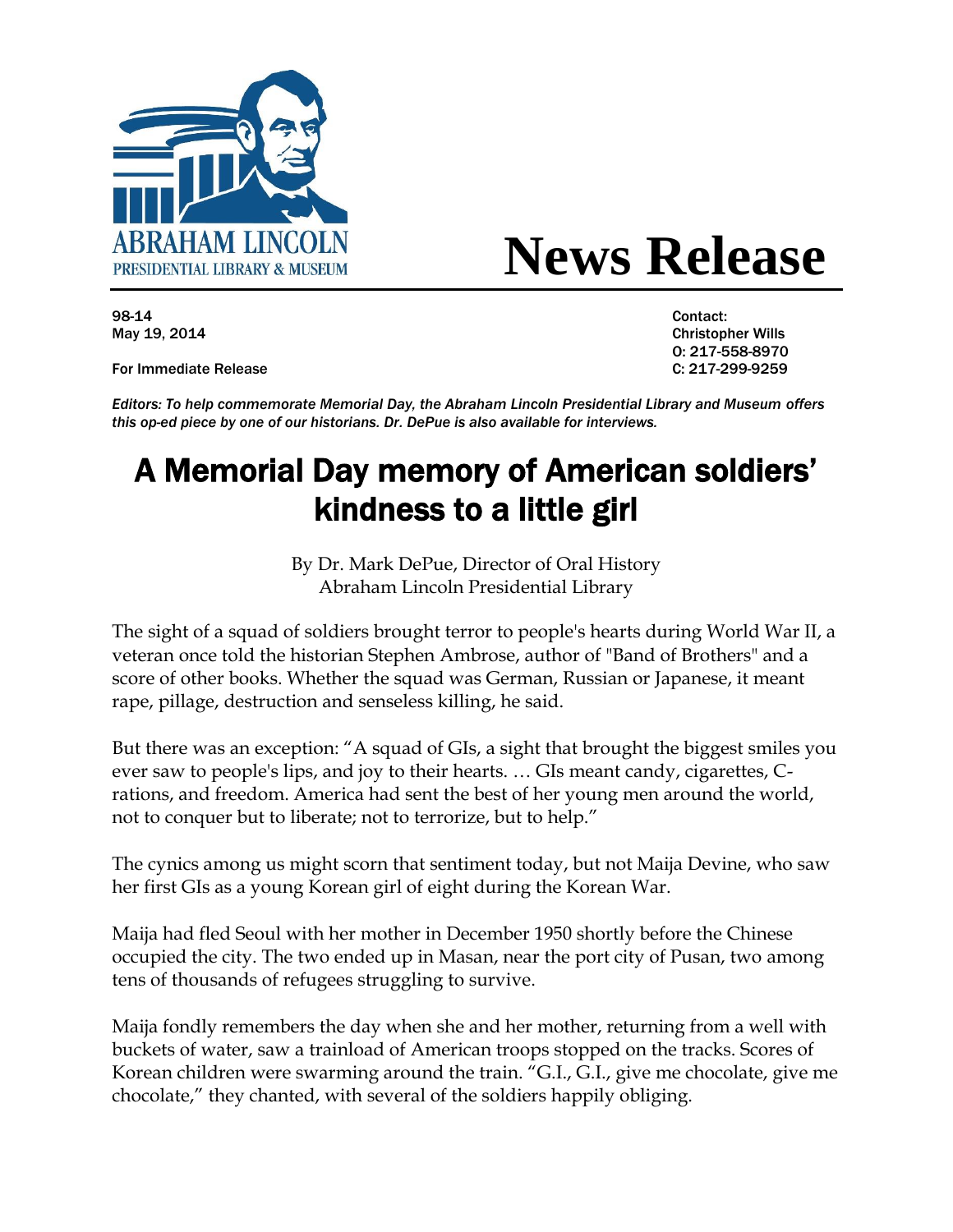ABRAHAM LINCOLN
PRESIDENTIAL LIBRARY & MUSEUM

# News Release

98-14
May 19, 2014

For Immediate Release

Contact:
Christopher Wills
O: 217-558-8970
C: 217-299-9259

*Editors: To help commemorate Memorial Day, the Abraham Lincoln Presidential Library and Museum offers this op-ed piece by one of our historians. Dr. DePue is also available for interviews.*

## A Memorial Day memory of American soldiers' kindness to a little girl

By Dr. Mark DePue, Director of Oral History
Abraham Lincoln Presidential Library

The sight of a squad of soldiers brought terror to people's hearts during World War II, a veteran once told the historian Stephen Ambrose, author of "Band of Brothers" and a score of other books. Whether the squad was German, Russian or Japanese, it meant rape, pillage, destruction and senseless killing, he said.

But there was an exception: "A squad of GIs, a sight that brought the biggest smiles you ever saw to people's lips, and joy to their hearts. … GIs meant candy, cigarettes, C-rations, and freedom. America had sent the best of her young men around the world, not to conquer but to liberate; not to terrorize, but to help."

The cynics among us might scorn that sentiment today, but not Maija Devine, who saw her first GIs as a young Korean girl of eight during the Korean War.

Maija had fled Seoul with her mother in December 1950 shortly before the Chinese occupied the city. The two ended up in Masan, near the port city of Pusan, two among tens of thousands of refugees struggling to survive.

Maija fondly remembers the day when she and her mother, returning from a well with buckets of water, saw a trainload of American troops stopped on the tracks. Scores of Korean children were swarming around the train. "G.I., G.I., give me chocolate, give me chocolate," they chanted, with several of the soldiers happily obliging.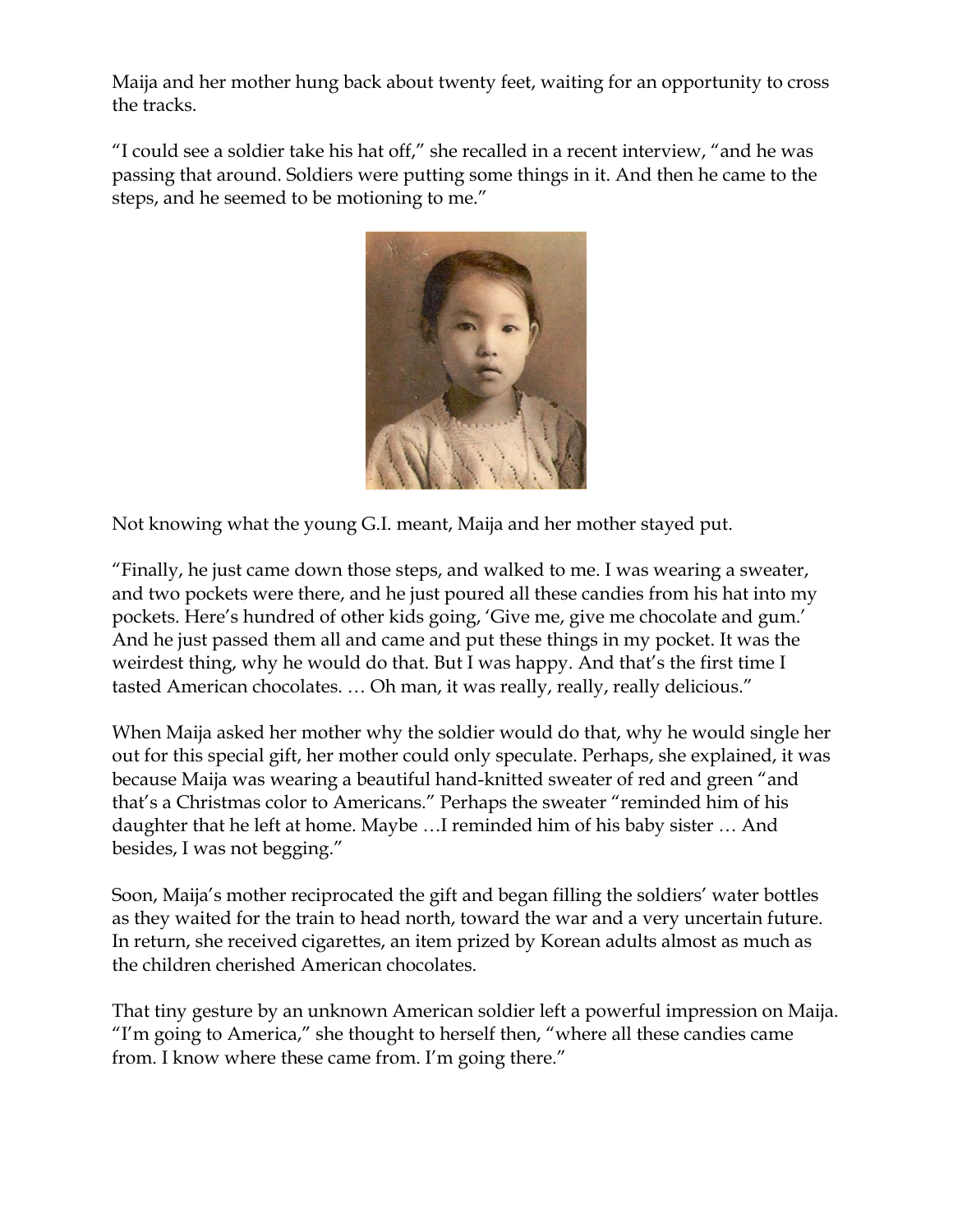Maija and her mother hung back about twenty feet, waiting for an opportunity to cross the tracks.

“I could see a soldier take his hat off,” she recalled in a recent interview, “and he was passing that around. Soldiers were putting some things in it. And then he came to the steps, and he seemed to be motioning to me.”

Not knowing what the young G.I. meant, Maija and her mother stayed put.

“Finally, he just came down those steps, and walked to me. I was wearing a sweater, and two pockets were there, and he just poured all these candies from his hat into my pockets. Here’s hundred of other kids going, ‘Give me, give me chocolate and gum.’ And he just passed them all and came and put these things in my pocket. It was the weirdest thing, why he would do that. But I was happy. And that’s the first time I tasted American chocolates. … Oh man, it was really, really, really delicious.”

When Maija asked her mother why the soldier would do that, why he would single her out for this special gift, her mother could only speculate. Perhaps, she explained, it was because Maija was wearing a beautiful hand-knitted sweater of red and green “and that’s a Christmas color to Americans.” Perhaps the sweater “reminded him of his daughter that he left at home. Maybe …I reminded him of his baby sister … And besides, I was not begging.”

Soon, Maija’s mother reciprocated the gift and began filling the soldiers’ water bottles as they waited for the train to head north, toward the war and a very uncertain future. In return, she received cigarettes, an item prized by Korean adults almost as much as the children cherished American chocolates.

That tiny gesture by an unknown American soldier left a powerful impression on Maija. “I’m going to America,” she thought to herself then, “where all these candies came from. I know where these came from. I’m going there.”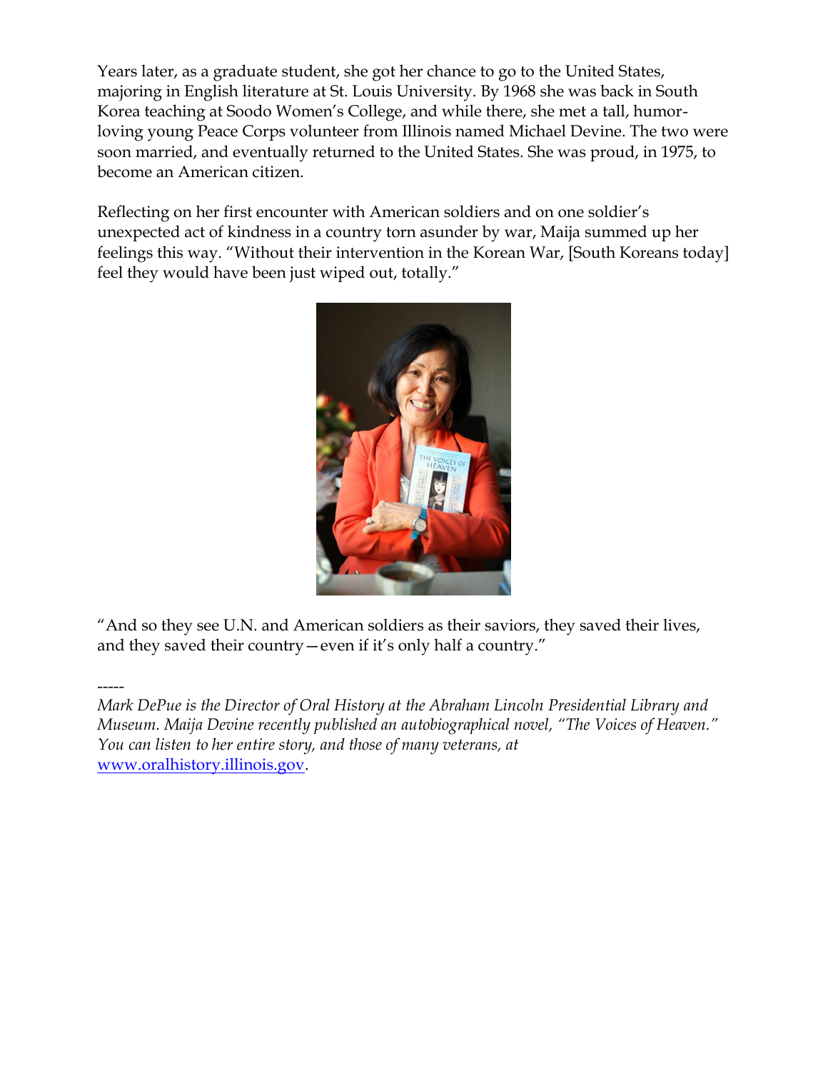Years later, as a graduate student, she got her chance to go to the United States, majoring in English literature at St. Louis University. By 1968 she was back in South Korea teaching at Soodo Women's College, and while there, she met a tall, humor-loving young Peace Corps volunteer from Illinois named Michael Devine. The two were soon married, and eventually returned to the United States. She was proud, in 1975, to become an American citizen.

Reflecting on her first encounter with American soldiers and on one soldier's unexpected act of kindness in a country torn asunder by war, Maija summed up her feelings this way. "Without their intervention in the Korean War, [South Koreans today] feel they would have been just wiped out, totally."

"And so they see U.N. and American soldiers as their saviors, they saved their lives, and they saved their country—even if it's only half a country."

-----

*Mark DePue is the Director of Oral History at the Abraham Lincoln Presidential Library and Museum. Maija Devine recently published an autobiographical novel, "The Voices of Heaven." You can listen to her entire story, and those of many veterans, at* [www.oralhistory.illinois.gov](www.oralhistory.illinois.gov).